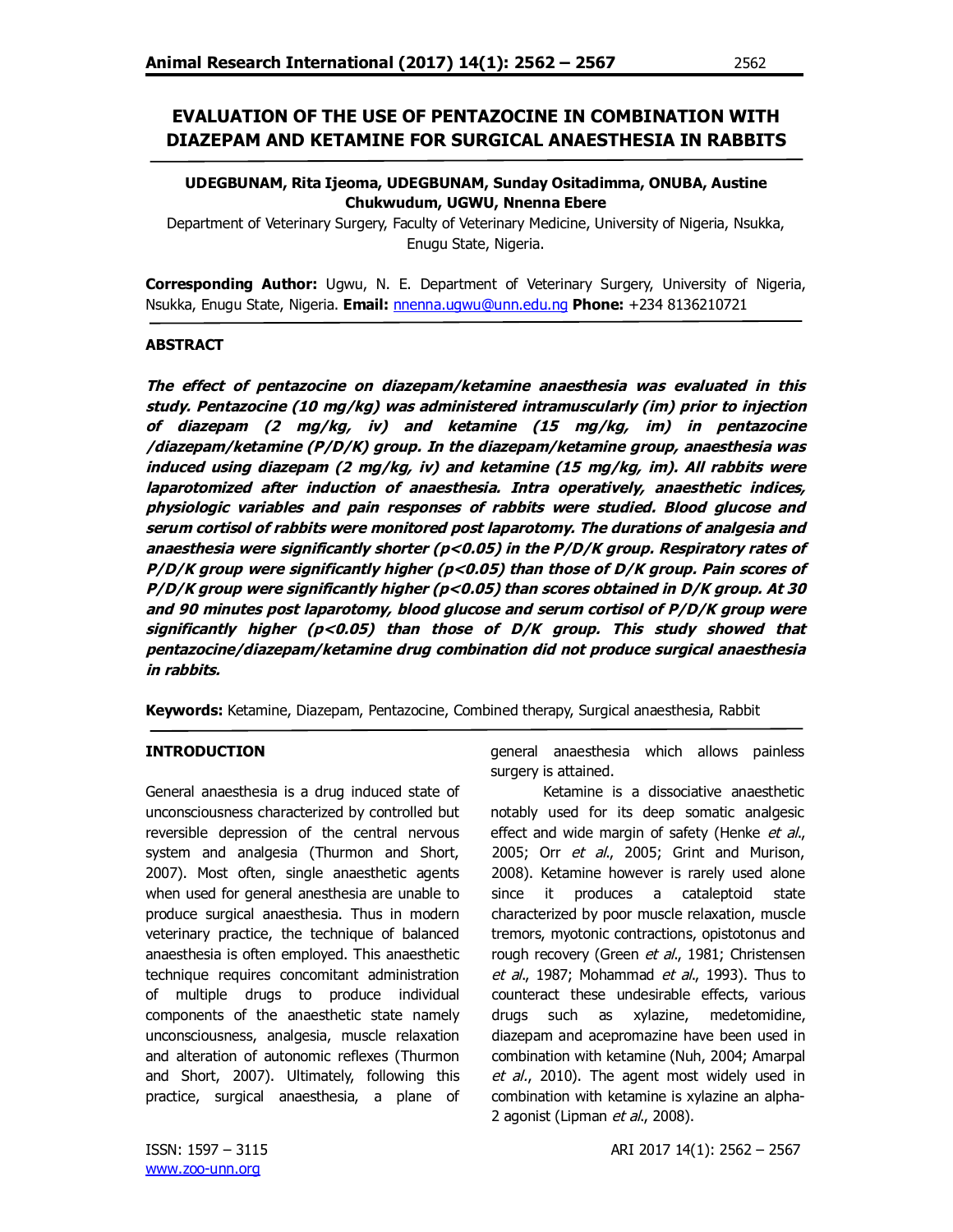# EVALUATION OF THE USE OF PENTAZOCINE IN COMBINATION WITH DIAZEPAM AND KETAMINE FOR SURGICAL ANAESTHESIA IN RABBITS

**UDEGBUNAM, Rita Ijeoma, UDEGBUNAM, Sunday Ositadimma, ONUBA, Austine Chukwudum, UGWU, Nnenna Ebere**

Department of Veterinary Surgery, Faculty of Veterinary Medicine, University of Nigeria, Nsukka, Enugu State, Nigeria.

**Corresponding Author:** Ugwu, N. E. Department of Veterinary Surgery, University of Nigeria, Nsukka, Enugu State, Nigeria. **Email:** nnenna.ugwu@unn.edu.ng **Phone:** +234 8136210721

## ABSTRACT

***The effect of pentazocine on diazepam/ketamine anaesthesia was evaluated in this study. Pentazocine (10 mg/kg) was administered intramuscularly (im) prior to injection of diazepam (2 mg/kg, iv) and ketamine (15 mg/kg, im) in pentazocine /diazepam/ketamine (P/D/K) group. In the diazepam/ketamine group, anaesthesia was induced using diazepam (2 mg/kg, iv) and ketamine (15 mg/kg, im). All rabbits were laparotomized after induction of anaesthesia. Intra operatively, anaesthetic indices, physiologic variables and pain responses of rabbits were studied. Blood glucose and serum cortisol of rabbits were monitored post laparotomy. The durations of analgesia and anaesthesia were significantly shorter ($p<0.05$) in the P/D/K group. Respiratory rates of P/D/K group were significantly higher ($p<0.05$) than those of D/K group. Pain scores of P/D/K group were significantly higher ($p<0.05$) than scores obtained in D/K group. At 30 and 90 minutes post laparotomy, blood glucose and serum cortisol of P/D/K group were significantly higher ($p<0.05$) than those of D/K group. This study showed that pentazocine/diazepam/ketamine drug combination did not produce surgical anaesthesia in rabbits.***

**Keywords:** Ketamine, Diazepam, Pentazocine, Combined therapy, Surgical anaesthesia, Rabbit

## INTRODUCTION

General anaesthesia is a drug induced state of unconsciousness characterized by controlled but reversible depression of the central nervous system and analgesia (Thurmon and Short, 2007). Most often, single anaesthetic agents when used for general anesthesia are unable to produce surgical anaesthesia. Thus in modern veterinary practice, the technique of balanced anaesthesia is often employed. This anaesthetic technique requires concomitant administration of multiple drugs to produce individual components of the anaesthetic state namely unconsciousness, analgesia, muscle relaxation and alteration of autonomic reflexes (Thurmon and Short, 2007). Ultimately, following this practice, surgical anaesthesia, a plane of general anaesthesia which allows painless surgery is attained.

Ketamine is a dissociative anaesthetic notably used for its deep somatic analgesic effect and wide margin of safety (Henke *et al*., 2005; Orr *et al*., 2005; Grint and Murison, 2008). Ketamine however is rarely used alone since it produces a cataleptoid state characterized by poor muscle relaxation, muscle tremors, myotonic contractions, opistotonus and rough recovery (Green *et al*., 1981; Christensen *et al*., 1987; Mohammad *et al*., 1993). Thus to counteract these undesirable effects, various drugs such as xylazine, medetomidine, diazepam and acepromazine have been used in combination with ketamine (Nuh, 2004; Amarpal *et al*., 2010). The agent most widely used in combination with ketamine is xylazine an alpha-2 agonist (Lipman *et al*., 2008).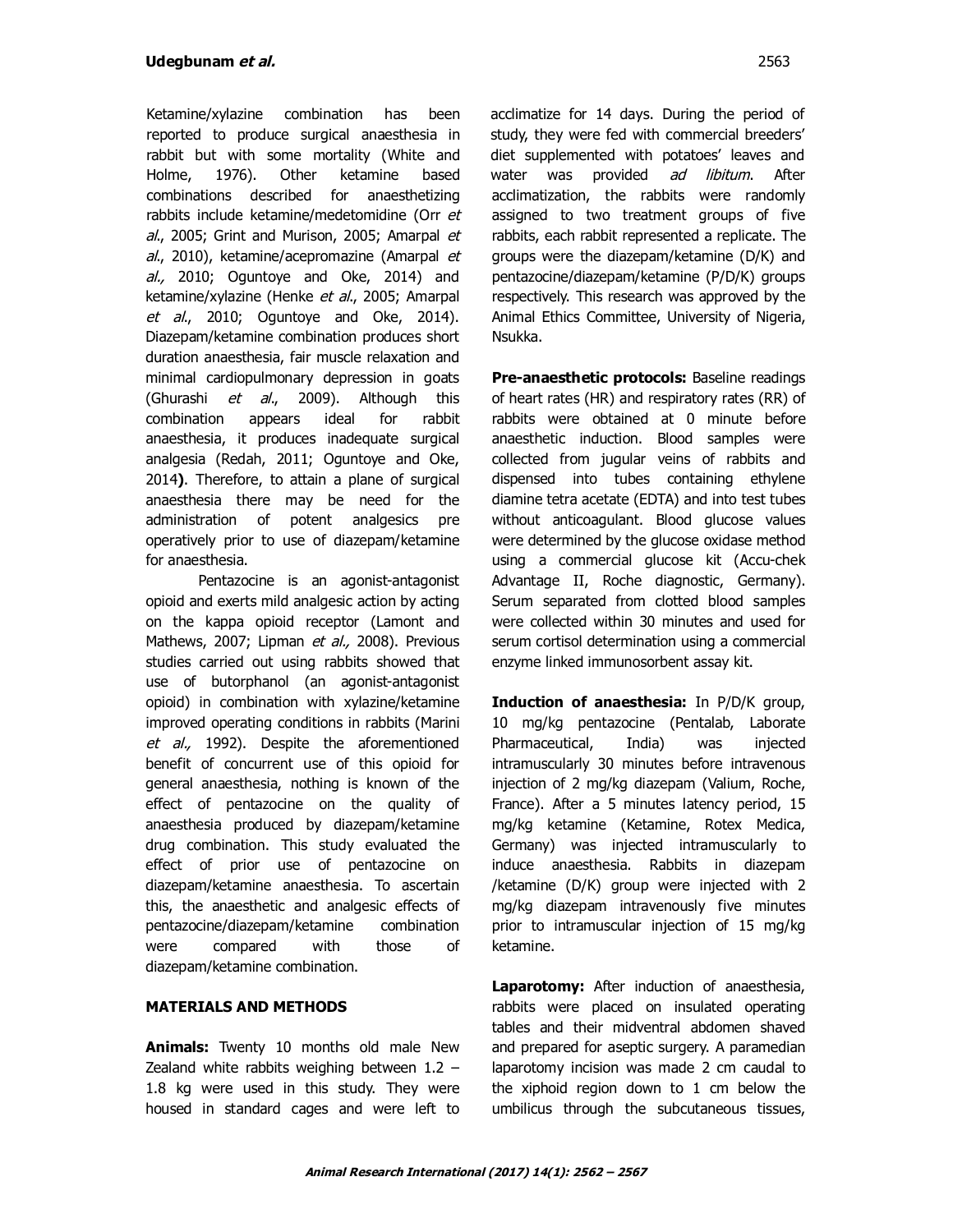Ketamine/xylazine combination has been reported to produce surgical anaesthesia in rabbit but with some mortality (White and Holme, 1976). Other ketamine based combinations described for anaesthetizing rabbits include ketamine/medetomidine (Orr *et al*., 2005; Grint and Murison, 2005; Amarpal *et al*., 2010), ketamine/acepromazine (Amarpal *et al.,* 2010; Oguntoye and Oke, 2014) and ketamine/xylazine (Henke *et al*., 2005; Amarpal *et al*., 2010; Oguntoye and Oke, 2014). Diazepam/ketamine combination produces short duration anaesthesia, fair muscle relaxation and minimal cardiopulmonary depression in goats (Ghurashi *et al*., 2009). Although this combination appears ideal for rabbit anaesthesia, it produces inadequate surgical analgesia (Redah, 2011; Oguntoye and Oke, 2014**)**. Therefore, to attain a plane of surgical anaesthesia there may be need for the administration of potent analgesics pre operatively prior to use of diazepam/ketamine for anaesthesia.

Pentazocine is an agonist-antagonist opioid and exerts mild analgesic action by acting on the kappa opioid receptor (Lamont and Mathews, 2007; Lipman *et al.,* 2008). Previous studies carried out using rabbits showed that use of butorphanol (an agonist-antagonist opioid) in combination with xylazine/ketamine improved operating conditions in rabbits (Marini *et al.,* 1992). Despite the aforementioned benefit of concurrent use of this opioid for general anaesthesia, nothing is known of the effect of pentazocine on the quality of anaesthesia produced by diazepam/ketamine drug combination. This study evaluated the effect of prior use of pentazocine on diazepam/ketamine anaesthesia. To ascertain this, the anaesthetic and analgesic effects of pentazocine/diazepam/ketamine combination were compared with those of diazepam/ketamine combination.

## MATERIALS AND METHODS

**Animals:** Twenty 10 months old male New Zealand white rabbits weighing between 1.2 – 1.8 kg were used in this study. They were housed in standard cages and were left to acclimatize for 14 days. During the period of study, they were fed with commercial breeders' diet supplemented with potatoes' leaves and water was provided *ad libitum*. After acclimatization, the rabbits were randomly assigned to two treatment groups of five rabbits, each rabbit represented a replicate. The groups were the diazepam/ketamine (D/K) and pentazocine/diazepam/ketamine (P/D/K) groups respectively. This research was approved by the Animal Ethics Committee, University of Nigeria, Nsukka.

**Pre-anaesthetic protocols:** Baseline readings of heart rates (HR) and respiratory rates (RR) of rabbits were obtained at 0 minute before anaesthetic induction. Blood samples were collected from jugular veins of rabbits and dispensed into tubes containing ethylene diamine tetra acetate (EDTA) and into test tubes without anticoagulant. Blood glucose values were determined by the glucose oxidase method using a commercial glucose kit (Accu-chek Advantage II, Roche diagnostic, Germany). Serum separated from clotted blood samples were collected within 30 minutes and used for serum cortisol determination using a commercial enzyme linked immunosorbent assay kit.

**Induction of anaesthesia:** In P/D/K group, 10 mg/kg pentazocine (Pentalab, Laborate Pharmaceutical, India) was injected intramuscularly 30 minutes before intravenous injection of 2 mg/kg diazepam (Valium, Roche, France). After a 5 minutes latency period, 15 mg/kg ketamine (Ketamine, Rotex Medica, Germany) was injected intramuscularly to induce anaesthesia. Rabbits in diazepam /ketamine (D/K) group were injected with 2 mg/kg diazepam intravenously five minutes prior to intramuscular injection of 15 mg/kg ketamine.

**Laparotomy:** After induction of anaesthesia, rabbits were placed on insulated operating tables and their midventral abdomen shaved and prepared for aseptic surgery. A paramedian laparotomy incision was made 2 cm caudal to the xiphoid region down to 1 cm below the umbilicus through the subcutaneous tissues,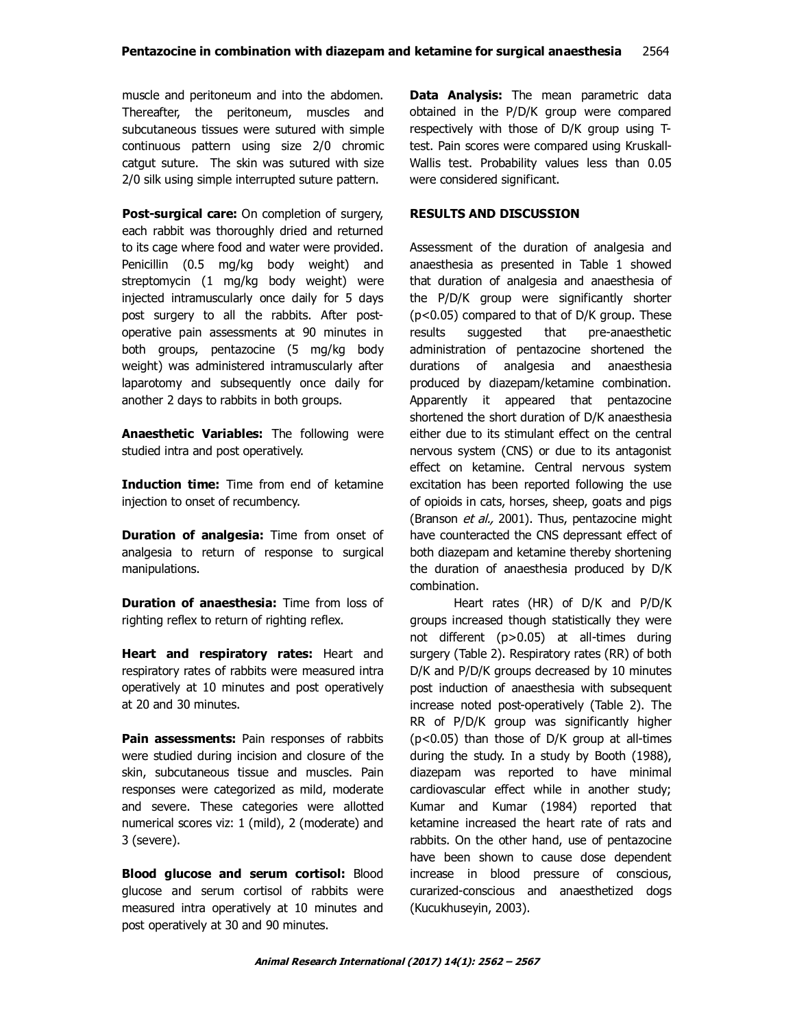muscle and peritoneum and into the abdomen. Thereafter, the peritoneum, muscles and subcutaneous tissues were sutured with simple continuous pattern using size 2/0 chromic catgut suture. The skin was sutured with size 2/0 silk using simple interrupted suture pattern.

**Post-surgical care:** On completion of surgery, each rabbit was thoroughly dried and returned to its cage where food and water were provided. Penicillin (0.5 mg/kg body weight) and streptomycin (1 mg/kg body weight) were injected intramuscularly once daily for 5 days post surgery to all the rabbits. After post-operative pain assessments at 90 minutes in both groups, pentazocine (5 mg/kg body weight) was administered intramuscularly after laparotomy and subsequently once daily for another 2 days to rabbits in both groups.

**Anaesthetic Variables:** The following were studied intra and post operatively.

**Induction time:** Time from end of ketamine injection to onset of recumbency.

**Duration of analgesia:** Time from onset of analgesia to return of response to surgical manipulations.

**Duration of anaesthesia:** Time from loss of righting reflex to return of righting reflex.

**Heart and respiratory rates:** Heart and respiratory rates of rabbits were measured intra operatively at 10 minutes and post operatively at 20 and 30 minutes.

**Pain assessments:** Pain responses of rabbits were studied during incision and closure of the skin, subcutaneous tissue and muscles. Pain responses were categorized as mild, moderate and severe. These categories were allotted numerical scores viz: 1 (mild), 2 (moderate) and 3 (severe).

**Blood glucose and serum cortisol:** Blood glucose and serum cortisol of rabbits were measured intra operatively at 10 minutes and post operatively at 30 and 90 minutes.

**Data Analysis:** The mean parametric data obtained in the P/D/K group were compared respectively with those of D/K group using T-test. Pain scores were compared using Kruskall-Wallis test. Probability values less than 0.05 were considered significant.

## RESULTS AND DISCUSSION

Assessment of the duration of analgesia and anaesthesia as presented in Table 1 showed that duration of analgesia and anaesthesia of the P/D/K group were significantly shorter ($p<0.05$) compared to that of D/K group. These results suggested that pre-anaesthetic administration of pentazocine shortened the durations of analgesia and anaesthesia produced by diazepam/ketamine combination. Apparently it appeared that pentazocine shortened the short duration of D/K anaesthesia either due to its stimulant effect on the central nervous system (CNS) or due to its antagonist effect on ketamine. Central nervous system excitation has been reported following the use of opioids in cats, horses, sheep, goats and pigs (Branson *et al.,* 2001). Thus, pentazocine might have counteracted the CNS depressant effect of both diazepam and ketamine thereby shortening the duration of anaesthesia produced by D/K combination.

Heart rates (HR) of D/K and P/D/K groups increased though statistically they were not different ($p>0.05$) at all-times during surgery (Table 2). Respiratory rates (RR) of both D/K and P/D/K groups decreased by 10 minutes post induction of anaesthesia with subsequent increase noted post-operatively (Table 2). The RR of P/D/K group was significantly higher ($p<0.05$) than those of D/K group at all-times during the study. In a study by Booth (1988), diazepam was reported to have minimal cardiovascular effect while in another study; Kumar and Kumar (1984) reported that ketamine increased the heart rate of rats and rabbits. On the other hand, use of pentazocine have been shown to cause dose dependent increase in blood pressure of conscious, curarized-conscious and anaesthetized dogs (Kucukhuseyin, 2003).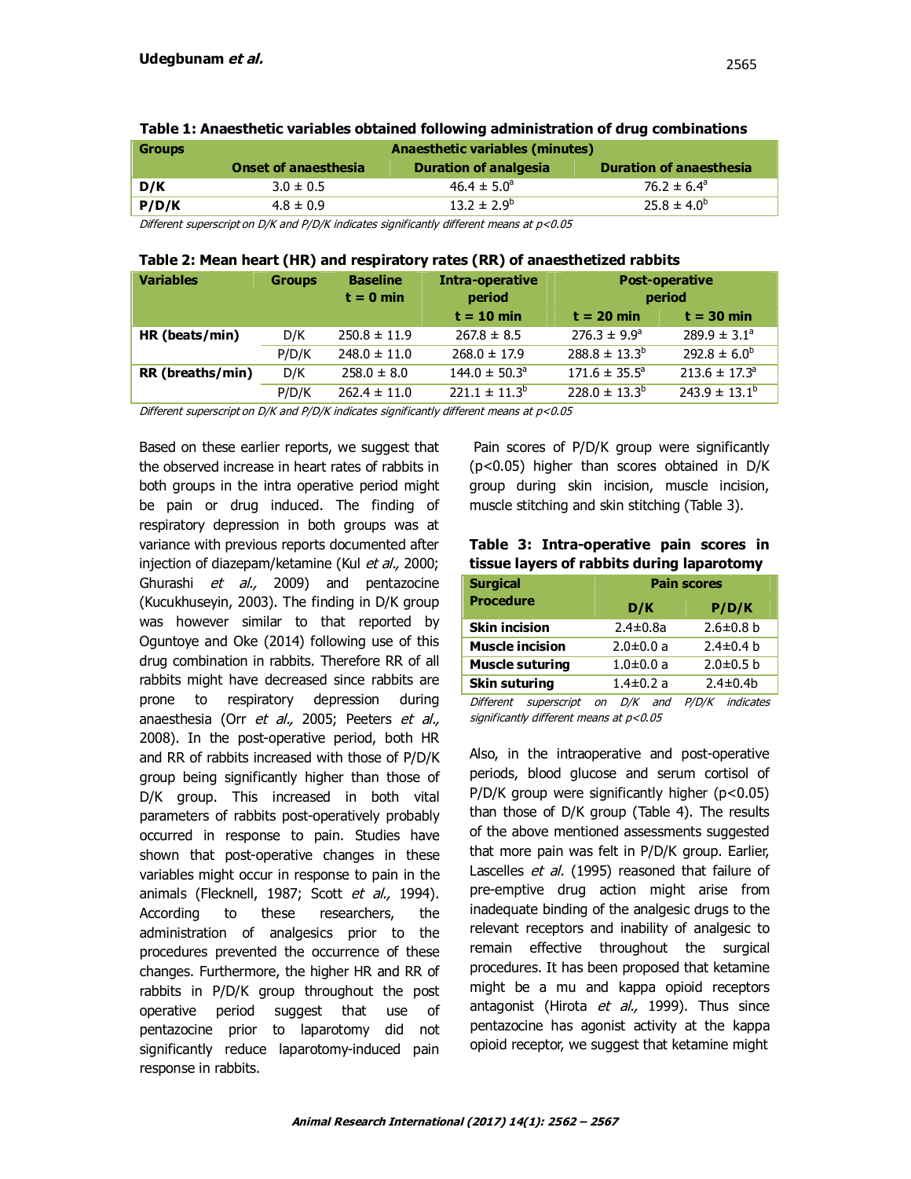**Table 1: Anaesthetic variables obtained following administration of drug combinations**

| Groups | Anaesthetic variables (minutes) | | |
|---|---|---|---|
| | Onset of anaesthesia | Duration of analgesia | Duration of anaesthesia |
| D/K | 3.0 ± 0.5 | 46.4 ± 5.0$^{a}$ | 76.2 ± 6.4$^{a}$ |
| P/D/K | 4.8 ± 0.9 | 13.2 ± 2.9$^{b}$ | 25.8 ± 4.0$^{b}$ |

*Different superscript on D/K and P/D/K indicates significantly different means at p<0.05*

**Table 2: Mean heart (HR) and respiratory rates (RR) of anaesthetized rabbits**

| Variables | Groups | Baseline t = 0 min | Intra-operative period | Post-operative period | |
|---|---|---|---|---|---|
| | | | t = 10 min | t = 20 min | t = 30 min |
| HR (beats/min) | D/K | 250.8 ± 11.9 | 267.8 ± 8.5 | 276.3 ± 9.9$^{a}$ | 289.9 ± 3.1$^{a}$ |
| | P/D/K | 248.0 ± 11.0 | 268.0 ± 17.9 | 288.8 ± 13.3$^{b}$ | 292.8 ± 6.0$^{b}$ |
| RR (breaths/min) | D/K | 258.0 ± 8.0 | 144.0 ± 50.3$^{a}$ | 171.6 ± 35.5$^{a}$ | 213.6 ± 17.3$^{a}$ |
| | P/D/K | 262.4 ± 11.0 | 221.1 ± 11.3$^{b}$ | 228.0 ± 13.3$^{b}$ | 243.9 ± 13.1$^{b}$ |

*Different superscript on D/K and P/D/K indicates significantly different means at p<0.05*

Based on these earlier reports, we suggest that the observed increase in heart rates of rabbits in both groups in the intra operative period might be pain or drug induced. The finding of respiratory depression in both groups was at variance with previous reports documented after injection of diazepam/ketamine (Kul *et al.,* 2000; Ghurashi *et al.,* 2009) and pentazocine (Kucukhuseyin, 2003). The finding in D/K group was however similar to that reported by Oguntoye and Oke (2014) following use of this drug combination in rabbits. Therefore RR of all rabbits might have decreased since rabbits are prone to respiratory depression during anaesthesia (Orr *et al.,* 2005; Peeters *et al.,* 2008). In the post-operative period, both HR and RR of rabbits increased with those of P/D/K group being significantly higher than those of D/K group. This increased in both vital parameters of rabbits post-operatively probably occurred in response to pain. Studies have shown that post-operative changes in these variables might occur in response to pain in the animals (Flecknell, 1987; Scott *et al.,* 1994). According to these researchers, the administration of analgesics prior to the procedures prevented the occurrence of these changes. Furthermore, the higher HR and RR of rabbits in P/D/K group throughout the post operative period suggest that use of pentazocine prior to laparotomy did not significantly reduce laparotomy-induced pain response in rabbits.

Pain scores of P/D/K group were significantly ($p<0.05$) higher than scores obtained in D/K group during skin incision, muscle incision, muscle stitching and skin stitching (Table 3).

**Table 3: Intra-operative pain scores in tissue layers of rabbits during laparotomy**

| Surgical Procedure | Pain scores | |
|---|---|---|
| | D/K | P/D/K |
| Skin incision | 2.4±0.8a | 2.6±0.8 b |
| Muscle incision | 2.0±0.0 a | 2.4±0.4 b |
| Muscle suturing | 1.0±0.0 a | 2.0±0.5 b |
| Skin suturing | 1.4±0.2 a | 2.4±0.4b |

*Different superscript on D/K and P/D/K indicates significantly different means at p<0.05*

Also, in the intraoperative and post-operative periods, blood glucose and serum cortisol of P/D/K group were significantly higher ($p<0.05$) than those of D/K group (Table 4). The results of the above mentioned assessments suggested that more pain was felt in P/D/K group. Earlier, Lascelles *et al.* (1995) reasoned that failure of pre-emptive drug action might arise from inadequate binding of the analgesic drugs to the relevant receptors and inability of analgesic to remain effective throughout the surgical procedures. It has been proposed that ketamine might be a mu and kappa opioid receptors antagonist (Hirota *et al.,* 1999). Thus since pentazocine has agonist activity at the kappa opioid receptor, we suggest that ketamine might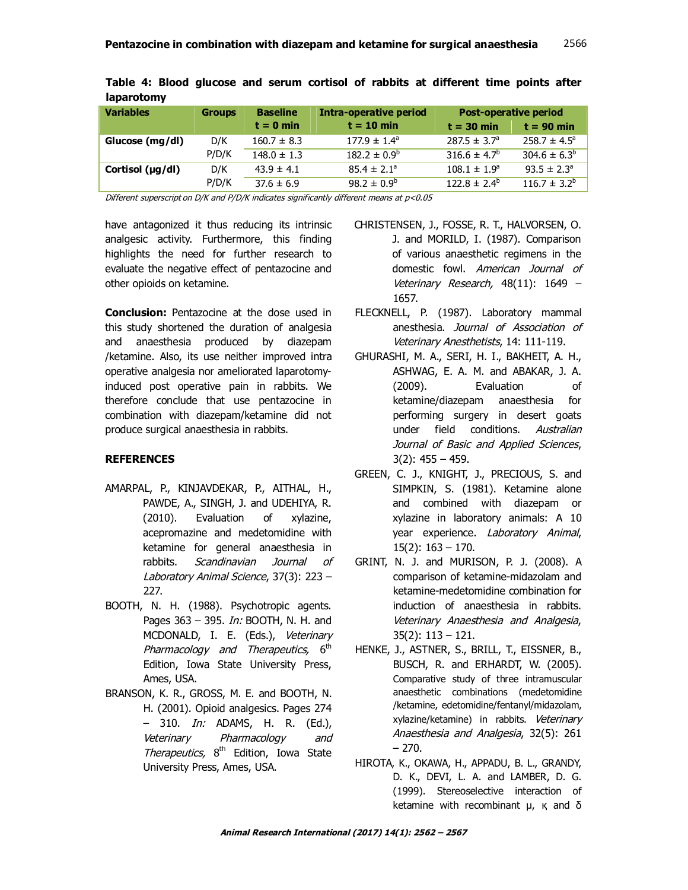**Table 4: Blood glucose and serum cortisol of rabbits at different time points after laparotomy**

| Variables | Groups | Baseline | Intra-operative period | Post-operative period | |
|---|---|---|---|---|---|
| | | t = 0 min | t = 10 min | t = 30 min | t = 90 min |
| **Glucose (mg/dl)** | D/K | 160.7 ± 8.3 | 177.9 ± 1.4[a] | 287.5 ± 3.7[a] | 258.7 ± 4.5[a] |
| | P/D/K | 148.0 ± 1.3 | 182.2 ± 0.9[b] | 316.6 ± 4.7[b] | 304.6 ± 6.3[b] |
| **Cortisol (µg/dl)** | D/K | 43.9 ± 4.1 | 85.4 ± 2.1[a] | 108.1 ± 1.9[a] | 93.5 ± 2.3[a] |
| | P/D/K | 37.6 ± 6.9 | 98.2 ± 0.9[b] | 122.8 ± 2.4[b] | 116.7 ± 3.2[b] |

*Different superscript on D/K and P/D/K indicates significantly different means at p<0.05*

have antagonized it thus reducing its intrinsic analgesic activity. Furthermore, this finding highlights the need for further research to evaluate the negative effect of pentazocine and other opioids on ketamine.

**Conclusion:** Pentazocine at the dose used in this study shortened the duration of analgesia and anaesthesia produced by diazepam /ketamine. Also, its use neither improved intra operative analgesia nor ameliorated laparotomy-induced post operative pain in rabbits. We therefore conclude that use pentazocine in combination with diazepam/ketamine did not produce surgical anaesthesia in rabbits.

## REFERENCES

AMARPAL, P., KINJAVDEKAR, P., AITHAL, H., PAWDE, A., SINGH, J. and UDEHIYA, R. (2010). Evaluation of xylazine, acepromazine and medetomidine with ketamine for general anaesthesia in rabbits. *Scandinavian Journal of Laboratory Animal Science*, 37(3): 223 – 227.

BOOTH, N. H. (1988). Psychotropic agents. Pages 363 – 395. *In:* BOOTH, N. H. and MCDONALD, I. E. (Eds.), *Veterinary Pharmacology and Therapeutics,* 6th Edition, Iowa State University Press, Ames, USA.

BRANSON, K. R., GROSS, M. E. and BOOTH, N. H. (2001). Opioid analgesics. Pages 274 – 310. *In:* ADAMS, H. R. (Ed.), *Veterinary Pharmacology and Therapeutics,* 8th Edition, Iowa State University Press, Ames, USA.

CHRISTENSEN, J., FOSSE, R. T., HALVORSEN, O. J. and MORILD, I. (1987). Comparison of various anaesthetic regimens in the domestic fowl. *American Journal of Veterinary Research,* 48(11): 1649 – 1657.

FLECKNELL, P. (1987). Laboratory mammal anesthesia. *Journal of Association of Veterinary Anesthetists*, 14: 111-119.

GHURASHI, M. A., SERI, H. I., BAKHEIT, A. H., ASHWAG, E. A. M. and ABAKAR, J. A. (2009). Evaluation of ketamine/diazepam anaesthesia for performing surgery in desert goats under field conditions. *Australian Journal of Basic and Applied Sciences*, 3(2): 455 – 459.

GREEN, C. J., KNIGHT, J., PRECIOUS, S. and SIMPKIN, S. (1981). Ketamine alone and combined with diazepam or xylazine in laboratory animals: A 10 year experience. *Laboratory Animal*, 15(2): 163 – 170.

GRINT, N. J. and MURISON, P. J. (2008). A comparison of ketamine-midazolam and ketamine-medetomidine combination for induction of anaesthesia in rabbits. *Veterinary Anaesthesia and Analgesia*, 35(2): 113 – 121.

HENKE, J., ASTNER, S., BRILL, T., EISSNER, B., BUSCH, R. and ERHARDT, W. (2005). Comparative study of three intramuscular anaesthetic combinations (medetomidine /ketamine, edetomidine/fentanyl/midazolam, xylazine/ketamine) in rabbits. *Veterinary Anaesthesia and Analgesia*, 32(5): 261 – 270.

HIROTA, K., OKAWA, H., APPADU, B. L., GRANDY, D. K., DEVI, L. A. and LAMBER, D. G. (1999). Stereoselective interaction of ketamine with recombinant µ, κ and δ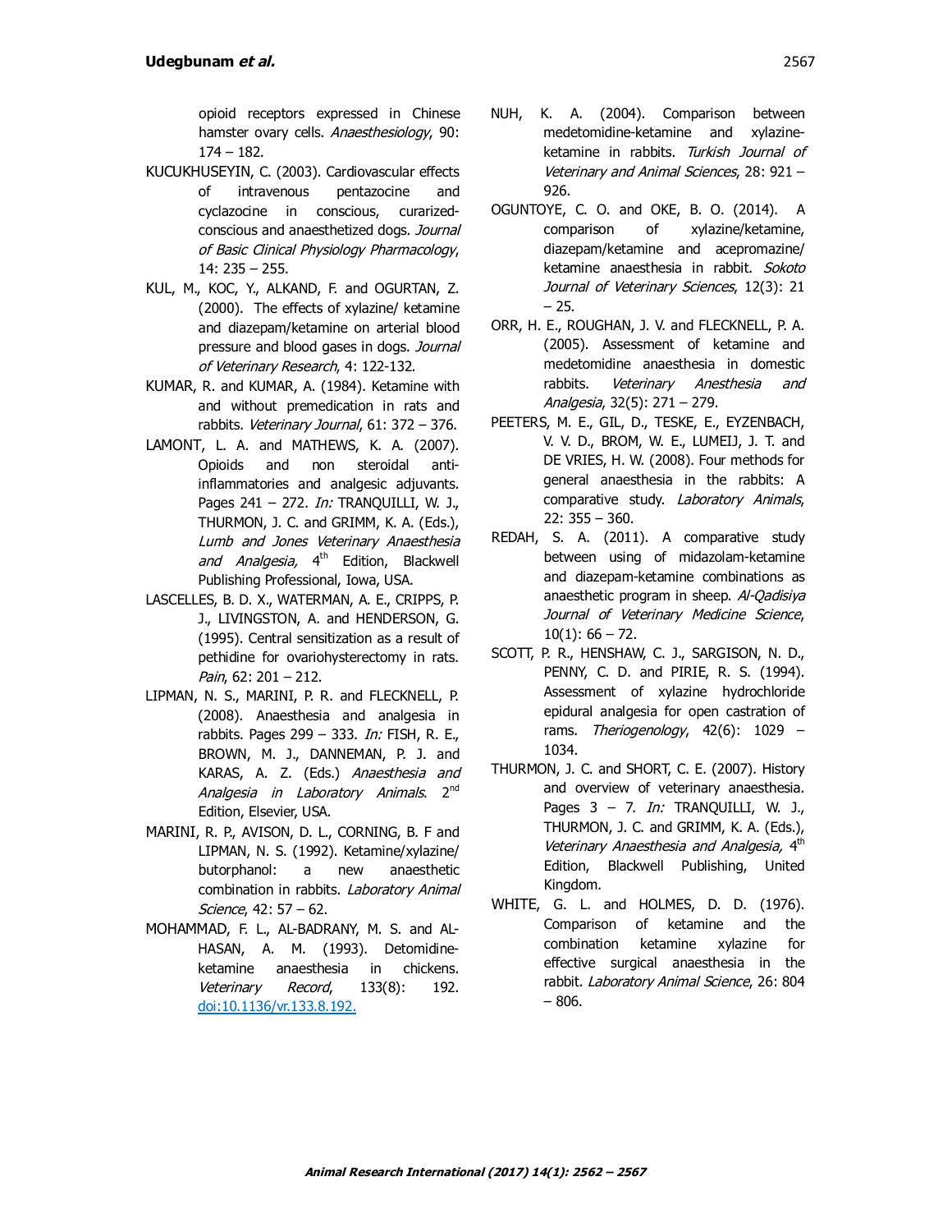opioid receptors expressed in Chinese hamster ovary cells. *Anaesthesiology*, 90: 174 – 182.

KUCUKHUSEYIN, C. (2003). Cardiovascular effects of intravenous pentazocine and cyclazocine in conscious, curarized-conscious and anaesthetized dogs. *Journal of Basic Clinical Physiology Pharmacology*, 14: 235 – 255.

KUL, M., KOC, Y., ALKAND, F. and OGURTAN, Z. (2000). The effects of xylazine/ ketamine and diazepam/ketamine on arterial blood pressure and blood gases in dogs. *Journal of Veterinary Research*, 4: 122-132.

KUMAR, R. and KUMAR, A. (1984). Ketamine with and without premedication in rats and rabbits. *Veterinary Journal*, 61: 372 – 376.

LAMONT, L. A. and MATHEWS, K. A. (2007). Opioids and non steroidal anti-inflammatories and analgesic adjuvants. Pages 241 – 272. *In:* TRANQUILLI, W. J., THURMON, J. C. and GRIMM, K. A. (Eds.), *Lumb and Jones Veterinary Anaesthesia and Analgesia,* 4th Edition, Blackwell Publishing Professional, Iowa, USA.

LASCELLES, B. D. X., WATERMAN, A. E., CRIPPS, P. J., LIVINGSTON, A. and HENDERSON, G. (1995). Central sensitization as a result of pethidine for ovariohysterectomy in rats. *Pain*, 62: 201 – 212.

LIPMAN, N. S., MARINI, P. R. and FLECKNELL, P. (2008). Anaesthesia and analgesia in rabbits. Pages 299 – 333. *In:* FISH, R. E., BROWN, M. J., DANNEMAN, P. J. and KARAS, A. Z. (Eds.) *Anaesthesia and Analgesia in Laboratory Animals*. 2nd Edition, Elsevier, USA.

MARINI, R. P., AVISON, D. L., CORNING, B. F and LIPMAN, N. S. (1992). Ketamine/xylazine/ butorphanol: a new anaesthetic combination in rabbits. *Laboratory Animal Science*, 42: 57 – 62.

MOHAMMAD, F. L., AL-BADRANY, M. S. and AL-HASAN, A. M. (1993). Detomidine-ketamine anaesthesia in chickens. *Veterinary Record*, 133(8): 192. doi:10.1136/vr.133.8.192.

NUH, K. A. (2004). Comparison between medetomidine-ketamine and xylazine-ketamine in rabbits. *Turkish Journal of Veterinary and Animal Sciences*, 28: 921 – 926.

OGUNTOYE, C. O. and OKE, B. O. (2014). A comparison of xylazine/ketamine, diazepam/ketamine and acepromazine/ ketamine anaesthesia in rabbit. *Sokoto Journal of Veterinary Sciences*, 12(3): 21 – 25.

ORR, H. E., ROUGHAN, J. V. and FLECKNELL, P. A. (2005). Assessment of ketamine and medetomidine anaesthesia in domestic rabbits. *Veterinary Anesthesia and Analgesia*, 32(5): 271 – 279.

PEETERS, M. E., GIL, D., TESKE, E., EYZENBACH, V. V. D., BROM, W. E., LUMEIJ, J. T. and DE VRIES, H. W. (2008). Four methods for general anaesthesia in the rabbits: A comparative study. *Laboratory Animals*, 22: 355 – 360.

REDAH, S. A. (2011). A comparative study between using of midazolam-ketamine and diazepam-ketamine combinations as anaesthetic program in sheep. *Al-Qadisiya Journal of Veterinary Medicine Science*, 10(1): 66 – 72.

SCOTT, P. R., HENSHAW, C. J., SARGISON, N. D., PENNY, C. D. and PIRIE, R. S. (1994). Assessment of xylazine hydrochloride epidural analgesia for open castration of rams. *Theriogenology*, 42(6): 1029 – 1034.

THURMON, J. C. and SHORT, C. E. (2007). History and overview of veterinary anaesthesia. Pages 3 – 7. *In:* TRANQUILLI, W. J., THURMON, J. C. and GRIMM, K. A. (Eds.), *Veterinary Anaesthesia and Analgesia,* 4th Edition, Blackwell Publishing, United Kingdom.

WHITE, G. L. and HOLMES, D. D. (1976). Comparison of ketamine and the combination ketamine xylazine for effective surgical anaesthesia in the rabbit. *Laboratory Animal Science*, 26: 804 – 806.